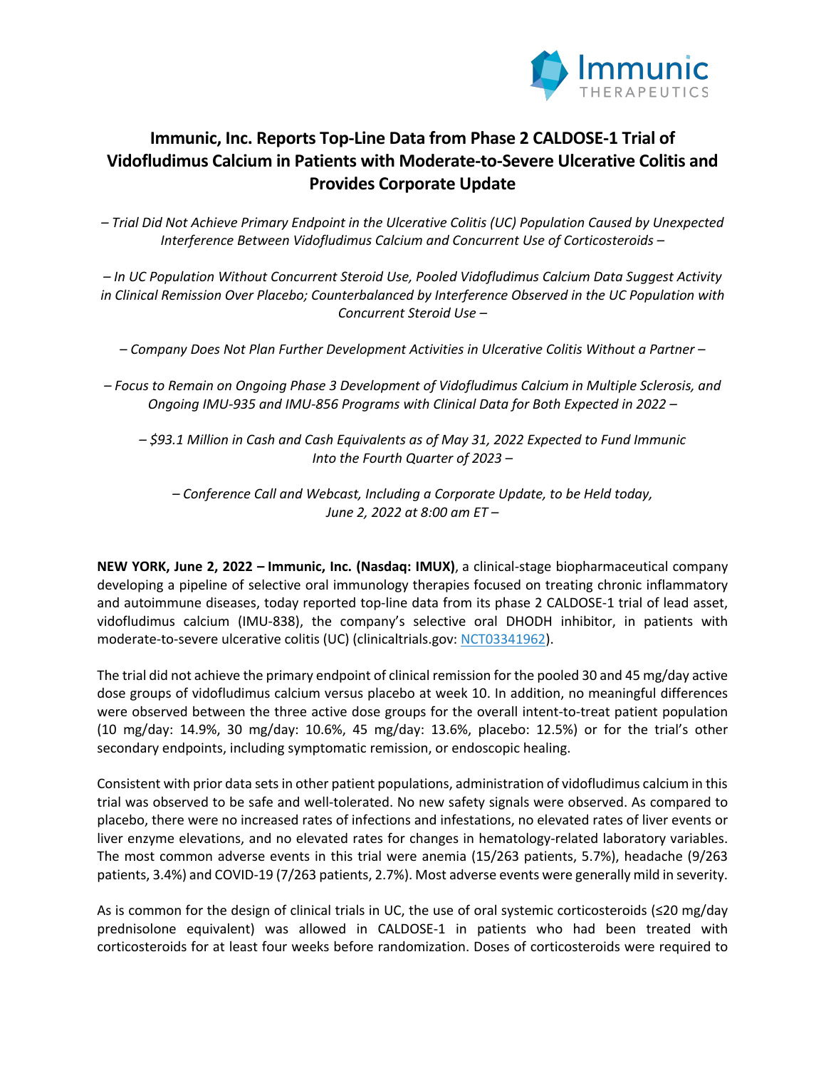# Immunic, Inc. Reports Top-Line Data from Phase 2 CALDOSE-1 Trial of Vidofludimus Calcium in Patients with Moderate-to-Severe Ulcerative Colitis and Provides Corporate Update

*– Trial Did Not Achieve Primary Endpoint in the Ulcerative Colitis (UC) Population Caused by Unexpected Interference Between Vidofludimus Calcium and Concurrent Use of Corticosteroids –*

*– In UC Population Without Concurrent Steroid Use, Pooled Vidofludimus Calcium Data Suggest Activity in Clinical Remission Over Placebo; Counterbalanced by Interference Observed in the UC Population with Concurrent Steroid Use –*

*– Company Does Not Plan Further Development Activities in Ulcerative Colitis Without a Partner –*

*– Focus to Remain on Ongoing Phase 3 Development of Vidofludimus Calcium in Multiple Sclerosis, and Ongoing IMU-935 and IMU-856 Programs with Clinical Data for Both Expected in 2022 –*

*– $93.1 Million in Cash and Cash Equivalents as of May 31, 2022 Expected to Fund Immunic Into the Fourth Quarter of 2023 –*

*– Conference Call and Webcast, Including a Corporate Update, to be Held today, June 2, 2022 at 8:00 am ET –*

**NEW YORK, June 2, 2022 – Immunic, Inc. (Nasdaq: IMUX)**, a clinical-stage biopharmaceutical company developing a pipeline of selective oral immunology therapies focused on treating chronic inflammatory and autoimmune diseases, today reported top-line data from its phase 2 CALDOSE-1 trial of lead asset, vidofludimus calcium (IMU-838), the company's selective oral DHODH inhibitor, in patients with moderate-to-severe ulcerative colitis (UC) (clinicaltrials.gov: NCT03341962).

The trial did not achieve the primary endpoint of clinical remission for the pooled 30 and 45 mg/day active dose groups of vidofludimus calcium versus placebo at week 10. In addition, no meaningful differences were observed between the three active dose groups for the overall intent-to-treat patient population (10 mg/day: 14.9%, 30 mg/day: 10.6%, 45 mg/day: 13.6%, placebo: 12.5%) or for the trial's other secondary endpoints, including symptomatic remission, or endoscopic healing.

Consistent with prior data sets in other patient populations, administration of vidofludimus calcium in this trial was observed to be safe and well-tolerated. No new safety signals were observed. As compared to placebo, there were no increased rates of infections and infestations, no elevated rates of liver events or liver enzyme elevations, and no elevated rates for changes in hematology-related laboratory variables. The most common adverse events in this trial were anemia (15/263 patients, 5.7%), headache (9/263 patients, 3.4%) and COVID-19 (7/263 patients, 2.7%). Most adverse events were generally mild in severity.

As is common for the design of clinical trials in UC, the use of oral systemic corticosteroids (≤20 mg/day prednisolone equivalent) was allowed in CALDOSE-1 in patients who had been treated with corticosteroids for at least four weeks before randomization. Doses of corticosteroids were required to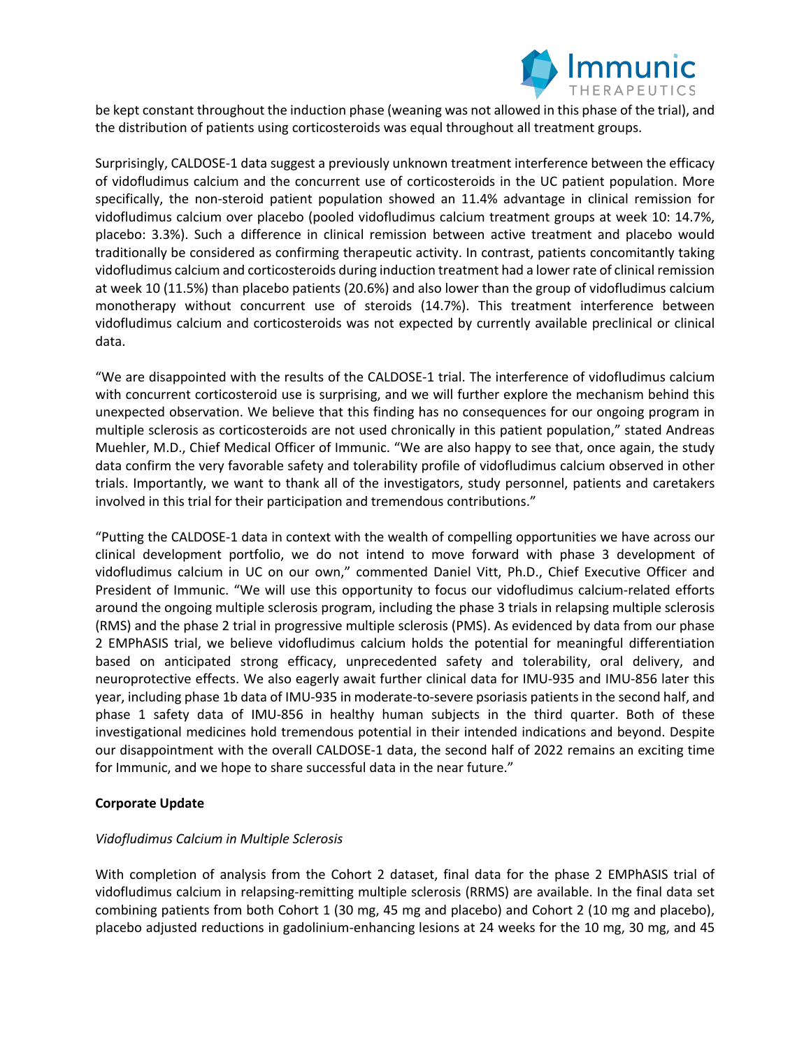be kept constant throughout the induction phase (weaning was not allowed in this phase of the trial), and the distribution of patients using corticosteroids was equal throughout all treatment groups.

Surprisingly, CALDOSE-1 data suggest a previously unknown treatment interference between the efficacy of vidofludimus calcium and the concurrent use of corticosteroids in the UC patient population. More specifically, the non-steroid patient population showed an 11.4% advantage in clinical remission for vidofludimus calcium over placebo (pooled vidofludimus calcium treatment groups at week 10: 14.7%, placebo: 3.3%). Such a difference in clinical remission between active treatment and placebo would traditionally be considered as confirming therapeutic activity. In contrast, patients concomitantly taking vidofludimus calcium and corticosteroids during induction treatment had a lower rate of clinical remission at week 10 (11.5%) than placebo patients (20.6%) and also lower than the group of vidofludimus calcium monotherapy without concurrent use of steroids (14.7%). This treatment interference between vidofludimus calcium and corticosteroids was not expected by currently available preclinical or clinical data.

"We are disappointed with the results of the CALDOSE-1 trial. The interference of vidofludimus calcium with concurrent corticosteroid use is surprising, and we will further explore the mechanism behind this unexpected observation. We believe that this finding has no consequences for our ongoing program in multiple sclerosis as corticosteroids are not used chronically in this patient population," stated Andreas Muehler, M.D., Chief Medical Officer of Immunic. "We are also happy to see that, once again, the study data confirm the very favorable safety and tolerability profile of vidofludimus calcium observed in other trials. Importantly, we want to thank all of the investigators, study personnel, patients and caretakers involved in this trial for their participation and tremendous contributions."

"Putting the CALDOSE-1 data in context with the wealth of compelling opportunities we have across our clinical development portfolio, we do not intend to move forward with phase 3 development of vidofludimus calcium in UC on our own," commented Daniel Vitt, Ph.D., Chief Executive Officer and President of Immunic. "We will use this opportunity to focus our vidofludimus calcium-related efforts around the ongoing multiple sclerosis program, including the phase 3 trials in relapsing multiple sclerosis (RMS) and the phase 2 trial in progressive multiple sclerosis (PMS). As evidenced by data from our phase 2 EMPhASIS trial, we believe vidofludimus calcium holds the potential for meaningful differentiation based on anticipated strong efficacy, unprecedented safety and tolerability, oral delivery, and neuroprotective effects. We also eagerly await further clinical data for IMU-935 and IMU-856 later this year, including phase 1b data of IMU-935 in moderate-to-severe psoriasis patients in the second half, and phase 1 safety data of IMU-856 in healthy human subjects in the third quarter. Both of these investigational medicines hold tremendous potential in their intended indications and beyond. Despite our disappointment with the overall CALDOSE-1 data, the second half of 2022 remains an exciting time for Immunic, and we hope to share successful data in the near future."

**Corporate Update**

*Vidofludimus Calcium in Multiple Sclerosis*

With completion of analysis from the Cohort 2 dataset, final data for the phase 2 EMPhASIS trial of vidofludimus calcium in relapsing-remitting multiple sclerosis (RRMS) are available. In the final data set combining patients from both Cohort 1 (30 mg, 45 mg and placebo) and Cohort 2 (10 mg and placebo), placebo adjusted reductions in gadolinium-enhancing lesions at 24 weeks for the 10 mg, 30 mg, and 45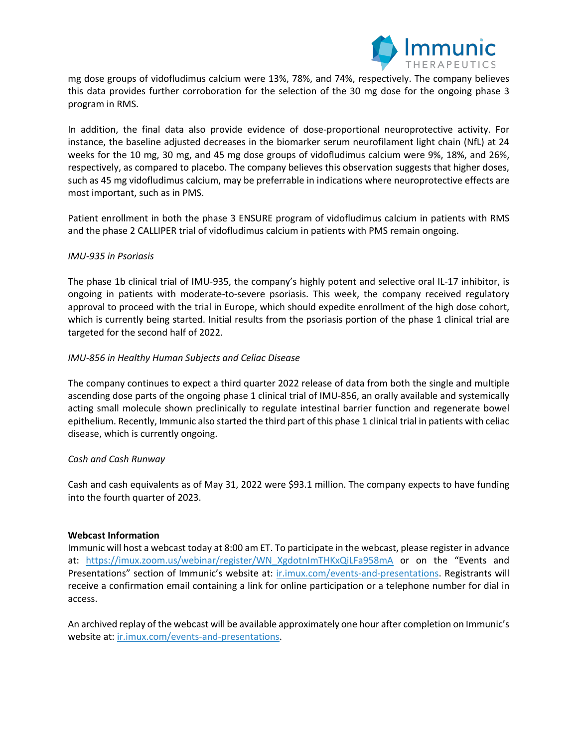mg dose groups of vidofludimus calcium were 13%, 78%, and 74%, respectively. The company believes this data provides further corroboration for the selection of the 30 mg dose for the ongoing phase 3 program in RMS.

In addition, the final data also provide evidence of dose-proportional neuroprotective activity. For instance, the baseline adjusted decreases in the biomarker serum neurofilament light chain (NfL) at 24 weeks for the 10 mg, 30 mg, and 45 mg dose groups of vidofludimus calcium were 9%, 18%, and 26%, respectively, as compared to placebo. The company believes this observation suggests that higher doses, such as 45 mg vidofludimus calcium, may be preferrable in indications where neuroprotective effects are most important, such as in PMS.

Patient enrollment in both the phase 3 ENSURE program of vidofludimus calcium in patients with RMS and the phase 2 CALLIPER trial of vidofludimus calcium in patients with PMS remain ongoing.

*IMU-935 in Psoriasis*

The phase 1b clinical trial of IMU-935, the company's highly potent and selective oral IL-17 inhibitor, is ongoing in patients with moderate-to-severe psoriasis. This week, the company received regulatory approval to proceed with the trial in Europe, which should expedite enrollment of the high dose cohort, which is currently being started. Initial results from the psoriasis portion of the phase 1 clinical trial are targeted for the second half of 2022.

*IMU-856 in Healthy Human Subjects and Celiac Disease*

The company continues to expect a third quarter 2022 release of data from both the single and multiple ascending dose parts of the ongoing phase 1 clinical trial of IMU-856, an orally available and systemically acting small molecule shown preclinically to regulate intestinal barrier function and regenerate bowel epithelium. Recently, Immunic also started the third part of this phase 1 clinical trial in patients with celiac disease, which is currently ongoing.

*Cash and Cash Runway*

Cash and cash equivalents as of May 31, 2022 were $93.1 million. The company expects to have funding into the fourth quarter of 2023.

**Webcast Information**

Immunic will host a webcast today at 8:00 am ET. To participate in the webcast, please register in advance at: https://imux.zoom.us/webinar/register/WN_XgdotnImTHKxQiLFa958mA or on the "Events and Presentations" section of Immunic's website at: ir.imux.com/events-and-presentations. Registrants will receive a confirmation email containing a link for online participation or a telephone number for dial in access.

An archived replay of the webcast will be available approximately one hour after completion on Immunic's website at: ir.imux.com/events-and-presentations.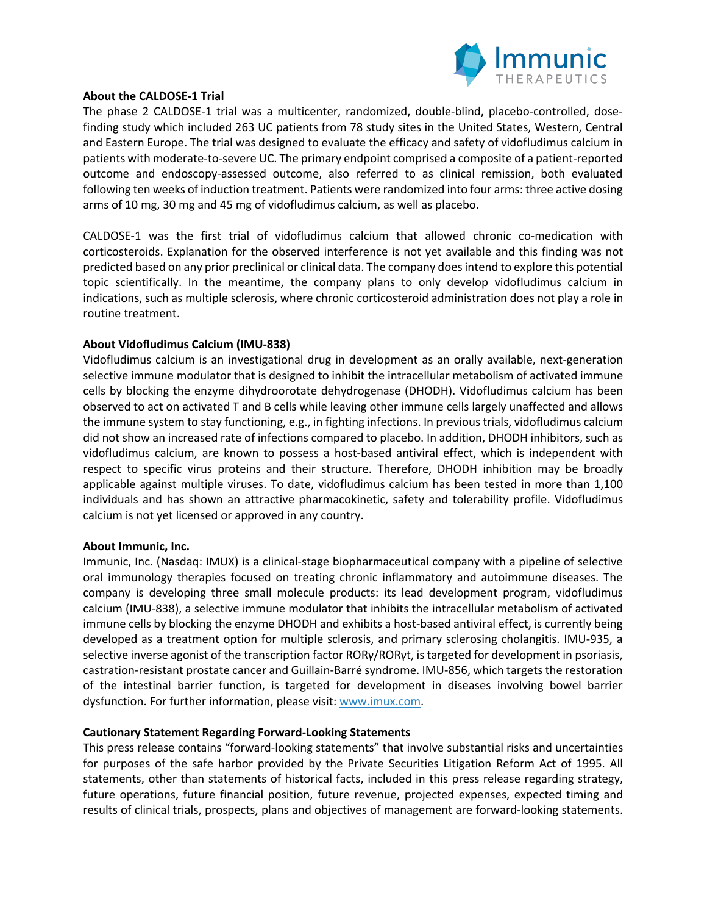**About the CALDOSE-1 Trial**

The phase 2 CALDOSE-1 trial was a multicenter, randomized, double-blind, placebo-controlled, dose-finding study which included 263 UC patients from 78 study sites in the United States, Western, Central and Eastern Europe. The trial was designed to evaluate the efficacy and safety of vidofludimus calcium in patients with moderate-to-severe UC. The primary endpoint comprised a composite of a patient-reported outcome and endoscopy-assessed outcome, also referred to as clinical remission, both evaluated following ten weeks of induction treatment. Patients were randomized into four arms: three active dosing arms of 10 mg, 30 mg and 45 mg of vidofludimus calcium, as well as placebo.

CALDOSE-1 was the first trial of vidofludimus calcium that allowed chronic co-medication with corticosteroids. Explanation for the observed interference is not yet available and this finding was not predicted based on any prior preclinical or clinical data. The company does intend to explore this potential topic scientifically. In the meantime, the company plans to only develop vidofludimus calcium in indications, such as multiple sclerosis, where chronic corticosteroid administration does not play a role in routine treatment.

**About Vidofludimus Calcium (IMU-838)**

Vidofludimus calcium is an investigational drug in development as an orally available, next-generation selective immune modulator that is designed to inhibit the intracellular metabolism of activated immune cells by blocking the enzyme dihydroorotate dehydrogenase (DHODH). Vidofludimus calcium has been observed to act on activated T and B cells while leaving other immune cells largely unaffected and allows the immune system to stay functioning, e.g., in fighting infections. In previous trials, vidofludimus calcium did not show an increased rate of infections compared to placebo. In addition, DHODH inhibitors, such as vidofludimus calcium, are known to possess a host-based antiviral effect, which is independent with respect to specific virus proteins and their structure. Therefore, DHODH inhibition may be broadly applicable against multiple viruses. To date, vidofludimus calcium has been tested in more than 1,100 individuals and has shown an attractive pharmacokinetic, safety and tolerability profile. Vidofludimus calcium is not yet licensed or approved in any country.

**About Immunic, Inc.**

Immunic, Inc. (Nasdaq: IMUX) is a clinical-stage biopharmaceutical company with a pipeline of selective oral immunology therapies focused on treating chronic inflammatory and autoimmune diseases. The company is developing three small molecule products: its lead development program, vidofludimus calcium (IMU-838), a selective immune modulator that inhibits the intracellular metabolism of activated immune cells by blocking the enzyme DHODH and exhibits a host-based antiviral effect, is currently being developed as a treatment option for multiple sclerosis, and primary sclerosing cholangitis. IMU-935, a selective inverse agonist of the transcription factor RORγ/RORγt, is targeted for development in psoriasis, castration-resistant prostate cancer and Guillain-Barré syndrome. IMU-856, which targets the restoration of the intestinal barrier function, is targeted for development in diseases involving bowel barrier dysfunction. For further information, please visit: www.imux.com.

**Cautionary Statement Regarding Forward-Looking Statements**

This press release contains "forward-looking statements" that involve substantial risks and uncertainties for purposes of the safe harbor provided by the Private Securities Litigation Reform Act of 1995. All statements, other than statements of historical facts, included in this press release regarding strategy, future operations, future financial position, future revenue, projected expenses, expected timing and results of clinical trials, prospects, plans and objectives of management are forward-looking statements.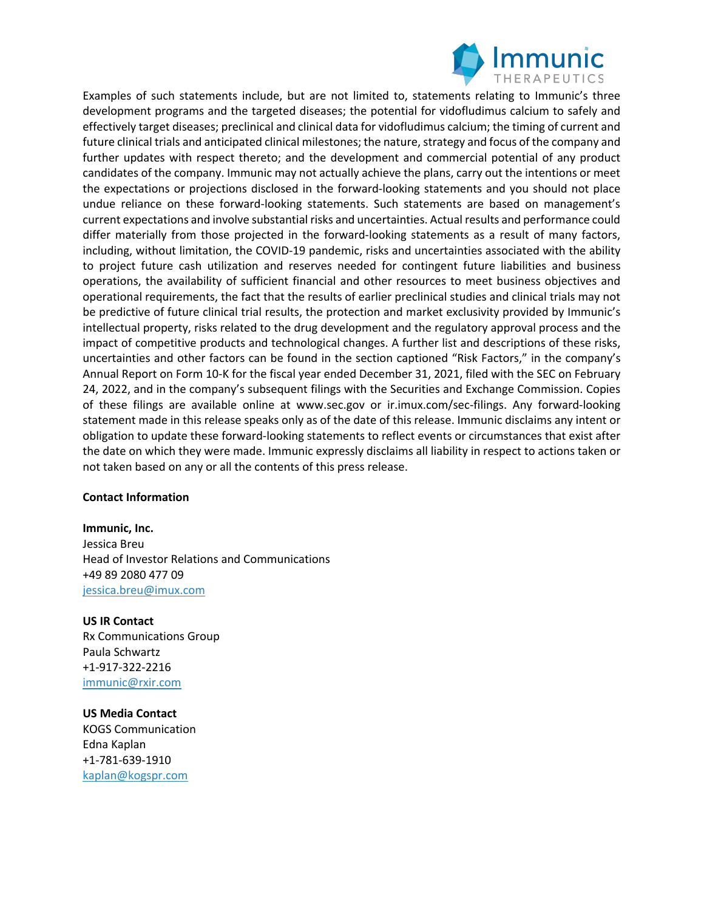Examples of such statements include, but are not limited to, statements relating to Immunic's three development programs and the targeted diseases; the potential for vidofludimus calcium to safely and effectively target diseases; preclinical and clinical data for vidofludimus calcium; the timing of current and future clinical trials and anticipated clinical milestones; the nature, strategy and focus of the company and further updates with respect thereto; and the development and commercial potential of any product candidates of the company. Immunic may not actually achieve the plans, carry out the intentions or meet the expectations or projections disclosed in the forward-looking statements and you should not place undue reliance on these forward-looking statements. Such statements are based on management's current expectations and involve substantial risks and uncertainties. Actual results and performance could differ materially from those projected in the forward-looking statements as a result of many factors, including, without limitation, the COVID-19 pandemic, risks and uncertainties associated with the ability to project future cash utilization and reserves needed for contingent future liabilities and business operations, the availability of sufficient financial and other resources to meet business objectives and operational requirements, the fact that the results of earlier preclinical studies and clinical trials may not be predictive of future clinical trial results, the protection and market exclusivity provided by Immunic's intellectual property, risks related to the drug development and the regulatory approval process and the impact of competitive products and technological changes. A further list and descriptions of these risks, uncertainties and other factors can be found in the section captioned "Risk Factors," in the company's Annual Report on Form 10-K for the fiscal year ended December 31, 2021, filed with the SEC on February 24, 2022, and in the company's subsequent filings with the Securities and Exchange Commission. Copies of these filings are available online at www.sec.gov or ir.imux.com/sec-filings. Any forward-looking statement made in this release speaks only as of the date of this release. Immunic disclaims any intent or obligation to update these forward-looking statements to reflect events or circumstances that exist after the date on which they were made. Immunic expressly disclaims all liability in respect to actions taken or not taken based on any or all the contents of this press release.

**Contact Information**

**Immunic, Inc.**
Jessica Breu
Head of Investor Relations and Communications
+49 89 2080 477 09
jessica.breu@imux.com

**US IR Contact**
Rx Communications Group
Paula Schwartz
+1-917-322-2216
immunic@rxir.com

**US Media Contact**
KOGS Communication
Edna Kaplan
+1-781-639-1910
kaplan@kogspr.com